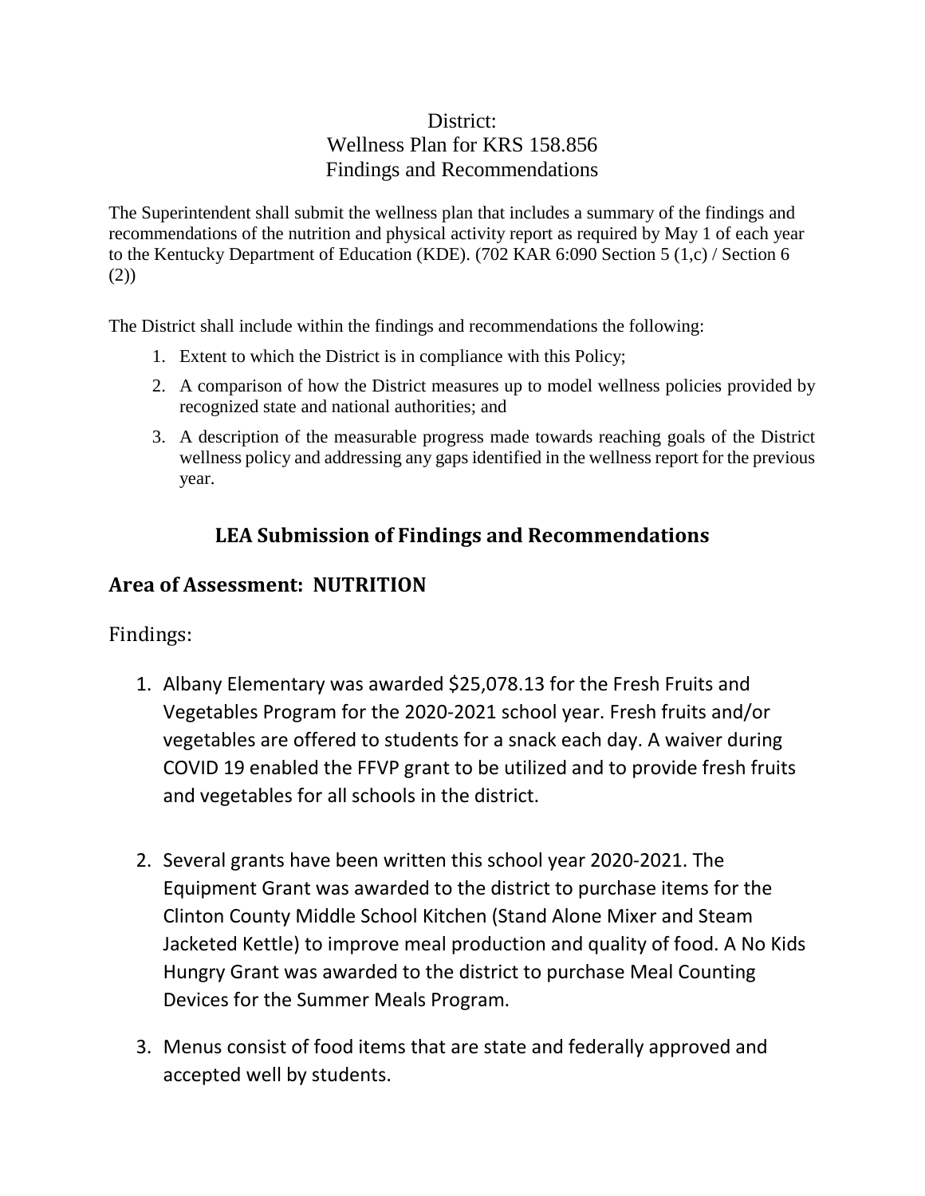District:
Wellness Plan for KRS 158.856
Findings and Recommendations

The Superintendent shall submit the wellness plan that includes a summary of the findings and recommendations of the nutrition and physical activity report as required by May 1 of each year to the Kentucky Department of Education (KDE). (702 KAR 6:090 Section 5 (1,c) / Section 6 (2))

The District shall include within the findings and recommendations the following:

1. Extent to which the District is in compliance with this Policy;
2. A comparison of how the District measures up to model wellness policies provided by recognized state and national authorities; and
3. A description of the measurable progress made towards reaching goals of the District wellness policy and addressing any gaps identified in the wellness report for the previous year.

## LEA Submission of Findings and Recommendations

## Area of Assessment: NUTRITION

Findings:

1. Albany Elementary was awarded $25,078.13 for the Fresh Fruits and Vegetables Program for the 2020-2021 school year. Fresh fruits and/or vegetables are offered to students for a snack each day. A waiver during COVID 19 enabled the FFVP grant to be utilized and to provide fresh fruits and vegetables for all schools in the district.

2. Several grants have been written this school year 2020-2021. The Equipment Grant was awarded to the district to purchase items for the Clinton County Middle School Kitchen (Stand Alone Mixer and Steam Jacketed Kettle) to improve meal production and quality of food. A No Kids Hungry Grant was awarded to the district to purchase Meal Counting Devices for the Summer Meals Program.

3. Menus consist of food items that are state and federally approved and accepted well by students.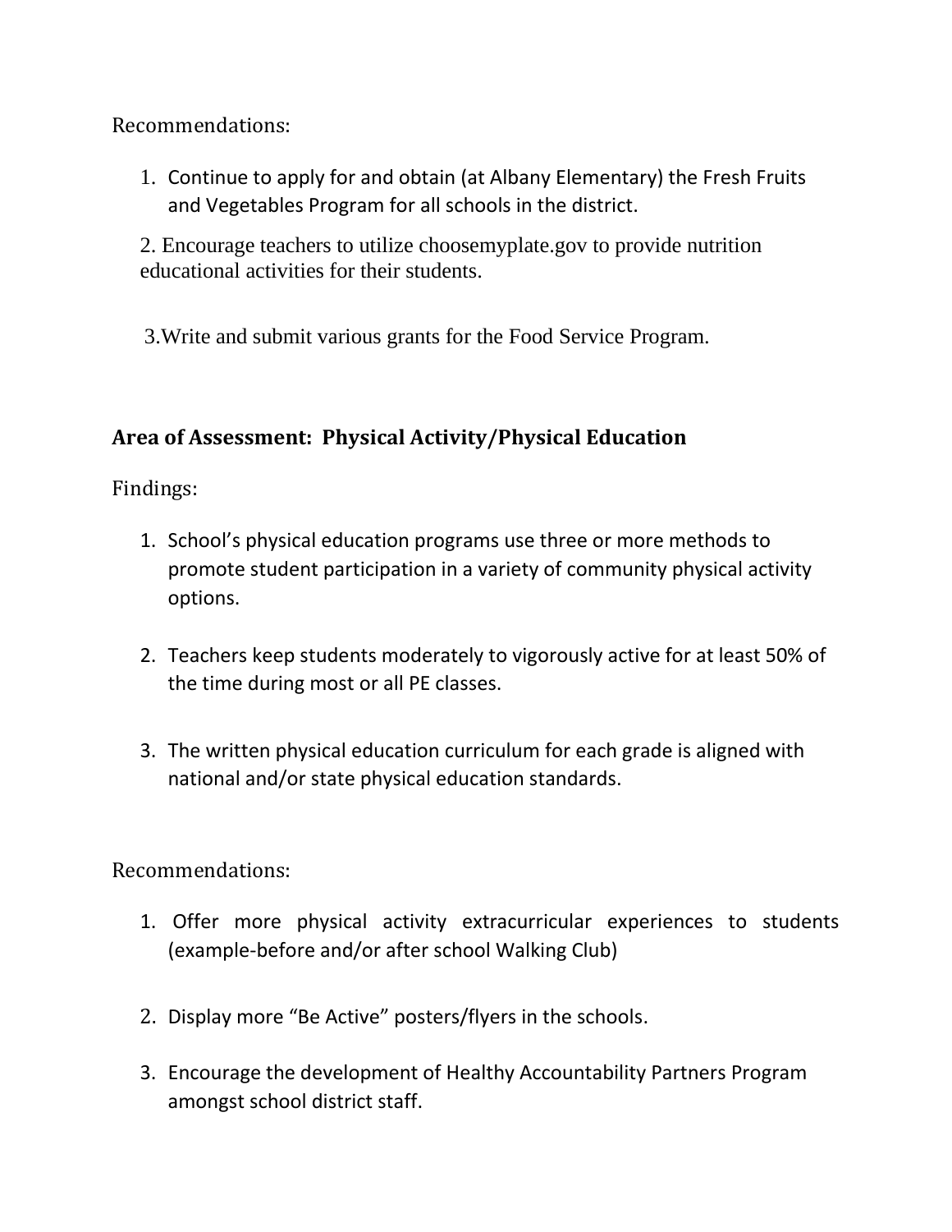Recommendations:

1. Continue to apply for and obtain (at Albany Elementary) the Fresh Fruits and Vegetables Program for all schools in the district.
2. Encourage teachers to utilize choosemyplate.gov to provide nutrition educational activities for their students.
3. Write and submit various grants for the Food Service Program.

## Area of Assessment: Physical Activity/Physical Education

Findings:

1. School's physical education programs use three or more methods to promote student participation in a variety of community physical activity options.
2. Teachers keep students moderately to vigorously active for at least 50% of the time during most or all PE classes.
3. The written physical education curriculum for each grade is aligned with national and/or state physical education standards.

Recommendations:

1. Offer more physical activity extracurricular experiences to students (example-before and/or after school Walking Club)
2. Display more "Be Active" posters/flyers in the schools.
3. Encourage the development of Healthy Accountability Partners Program amongst school district staff.